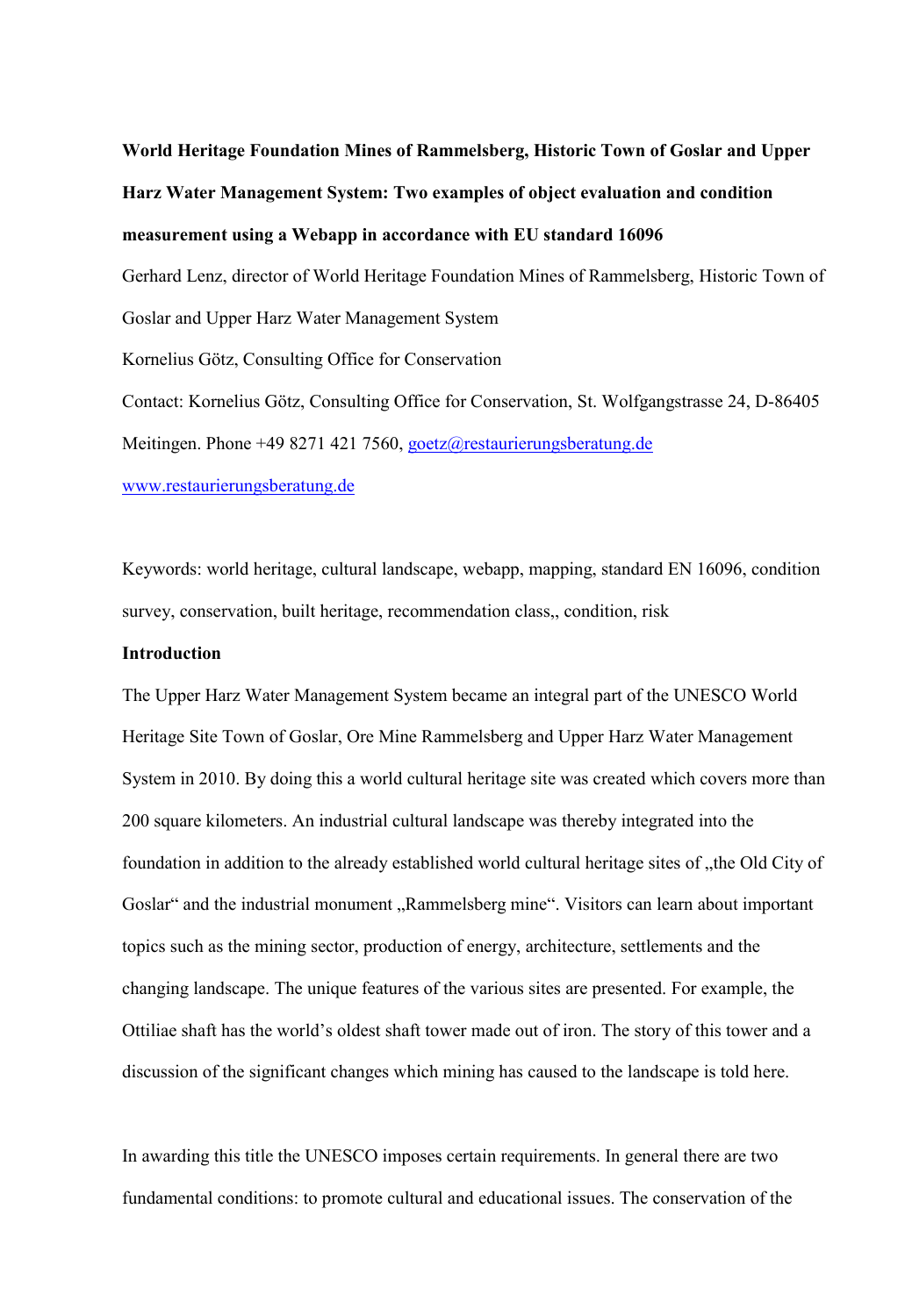**World Heritage Foundation Mines of Rammelsberg, Historic Town of Goslar and Upper Harz Water Management System: Two examples of object evaluation and condition measurement using a Webapp in accordance with EU standard 16096**

Gerhard Lenz, director of World Heritage Foundation Mines of Rammelsberg, Historic Town of Goslar and Upper Harz Water Management System

Kornelius Götz, Consulting Office for Conservation

Contact: Kornelius Götz, Consulting Office for Conservation, St. Wolfgangstrasse 24, D-86405 Meitingen. Phone +49 8271 421 7560, goetz@restaurierungsberatung.de

www.restaurierungsberatung.de

Keywords: world heritage, cultural landscape, webapp, mapping, standard EN 16096, condition survey, conservation, built heritage, recommendation class,, condition, risk

**Introduction**

The Upper Harz Water Management System became an integral part of the UNESCO World Heritage Site Town of Goslar, Ore Mine Rammelsberg and Upper Harz Water Management System in 2010. By doing this a world cultural heritage site was created which covers more than 200 square kilometers. An industrial cultural landscape was thereby integrated into the foundation in addition to the already established world cultural heritage sites of „the Old City of Goslar" and the industrial monument „Rammelsberg mine". Visitors can learn about important topics such as the mining sector, production of energy, architecture, settlements and the changing landscape. The unique features of the various sites are presented. For example, the Ottiliae shaft has the world's oldest shaft tower made out of iron. The story of this tower and a discussion of the significant changes which mining has caused to the landscape is told here.

In awarding this title the UNESCO imposes certain requirements. In general there are two fundamental conditions: to promote cultural and educational issues. The conservation of the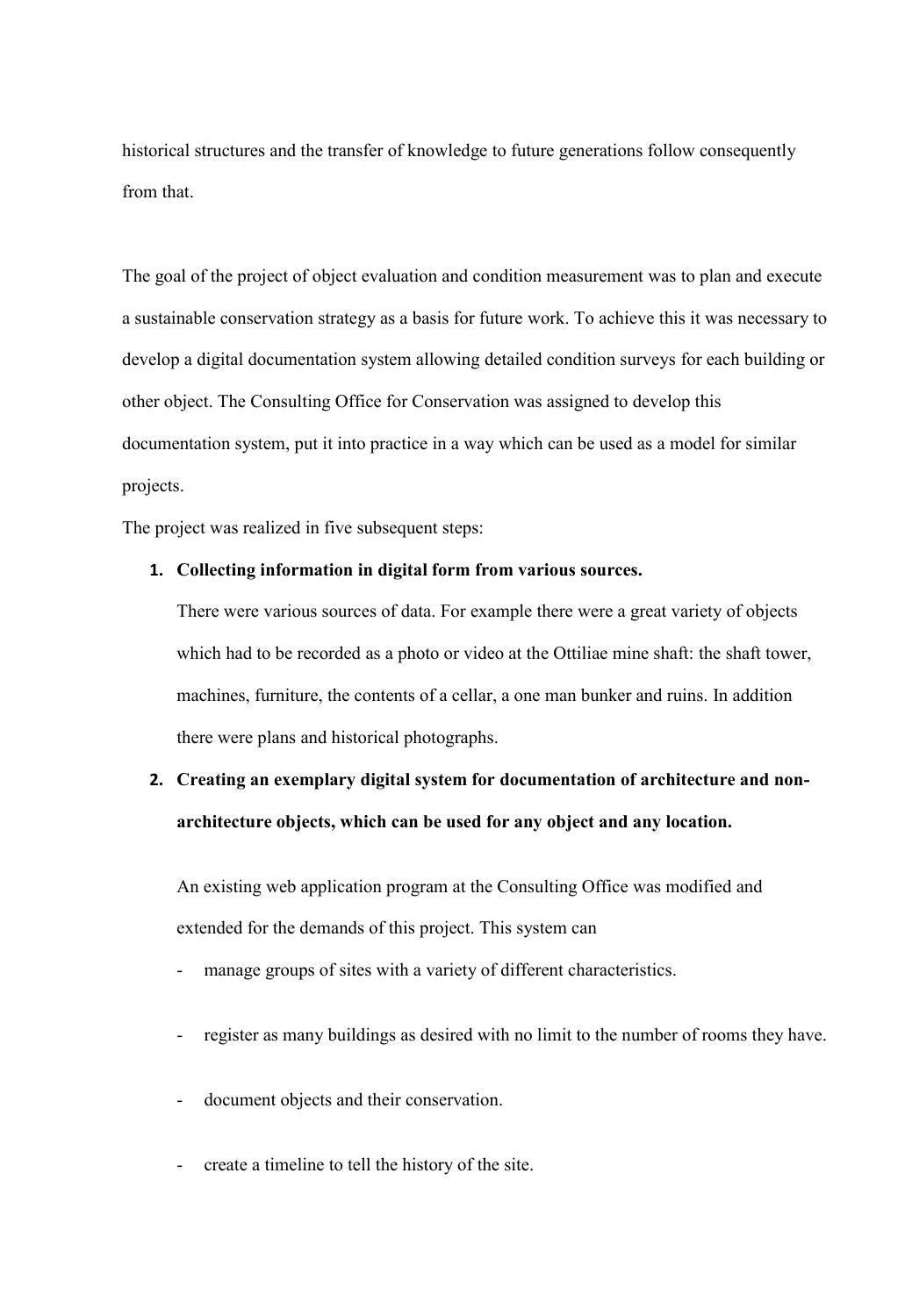historical structures and the transfer of knowledge to future generations follow consequently from that.

The goal of the project of object evaluation and condition measurement was to plan and execute a sustainable conservation strategy as a basis for future work. To achieve this it was necessary to develop a digital documentation system allowing detailed condition surveys for each building or other object. The Consulting Office for Conservation was assigned to develop this documentation system, put it into practice in a way which can be used as a model for similar projects.

The project was realized in five subsequent steps:

1. **Collecting information in digital form from various sources.**

   There were various sources of data. For example there were a great variety of objects which had to be recorded as a photo or video at the Ottiliae mine shaft: the shaft tower, machines, furniture, the contents of a cellar, a one man bunker and ruins. In addition there were plans and historical photographs.

2. **Creating an exemplary digital system for documentation of architecture and non-architecture objects, which can be used for any object and any location.**

   An existing web application program at the Consulting Office was modified and extended for the demands of this project. This system can

   - manage groups of sites with a variety of different characteristics.
   - register as many buildings as desired with no limit to the number of rooms they have.
   - document objects and their conservation.
   - create a timeline to tell the history of the site.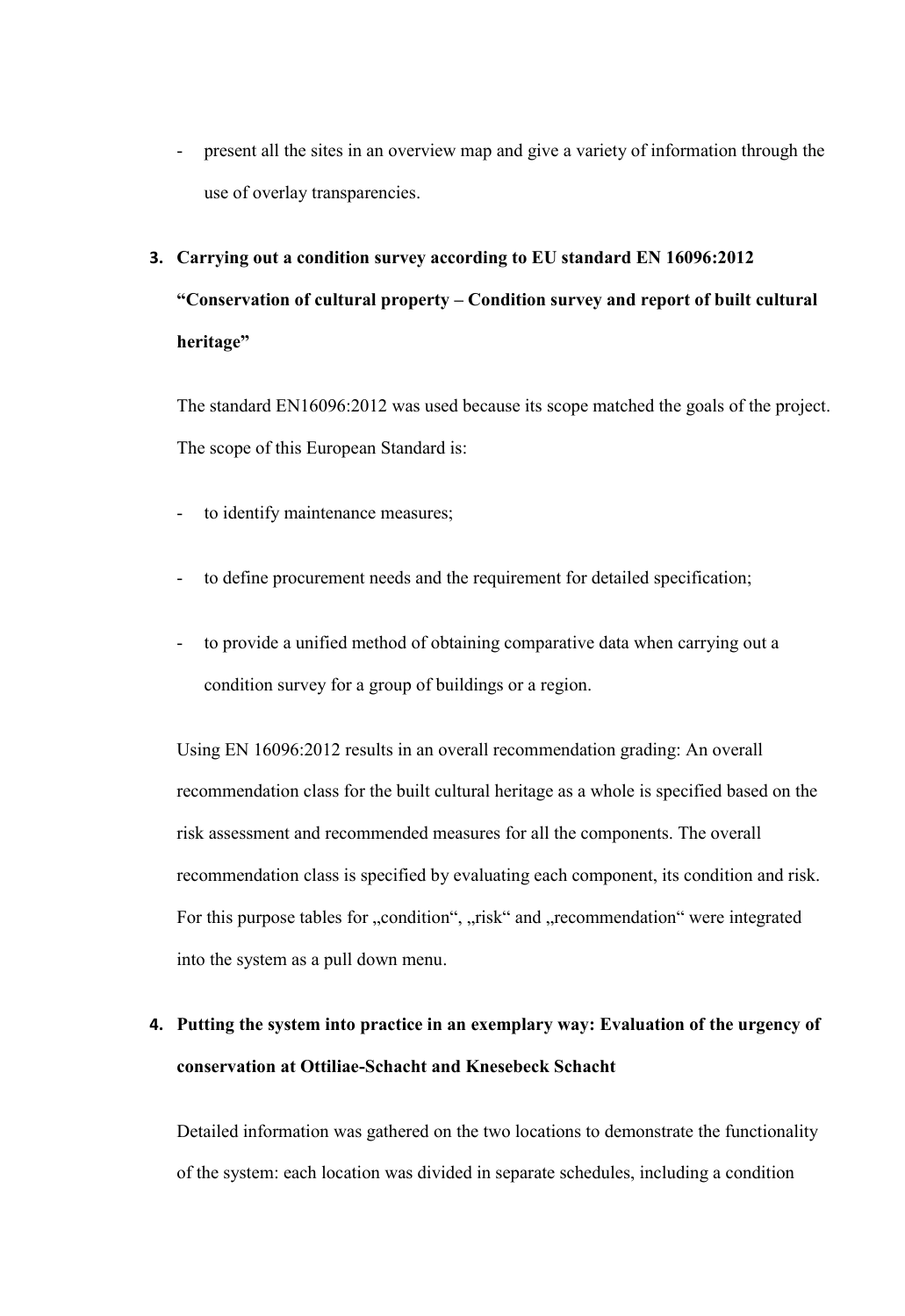- present all the sites in an overview map and give a variety of information through the use of overlay transparencies.

3. **Carrying out a condition survey according to EU standard EN 16096:2012 "Conservation of cultural property – Condition survey and report of built cultural heritage"**

   The standard EN16096:2012 was used because its scope matched the goals of the project. The scope of this European Standard is:

   - to identify maintenance measures;
   - to define procurement needs and the requirement for detailed specification;
   - to provide a unified method of obtaining comparative data when carrying out a condition survey for a group of buildings or a region.

   Using EN 16096:2012 results in an overall recommendation grading: An overall recommendation class for the built cultural heritage as a whole is specified based on the risk assessment and recommended measures for all the components. The overall recommendation class is specified by evaluating each component, its condition and risk. For this purpose tables for „condition", „risk" and „recommendation" were integrated into the system as a pull down menu.

4. **Putting the system into practice in an exemplary way: Evaluation of the urgency of conservation at Ottiliae-Schacht and Knesebeck Schacht**

   Detailed information was gathered on the two locations to demonstrate the functionality of the system: each location was divided in separate schedules, including a condition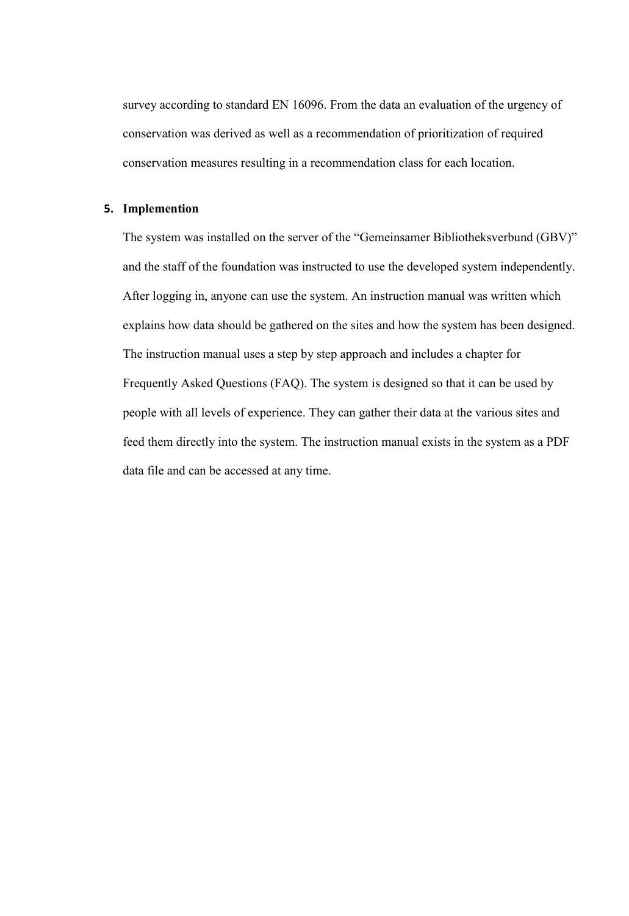survey according to standard EN 16096. From the data an evaluation of the urgency of conservation was derived as well as a recommendation of prioritization of required conservation measures resulting in a recommendation class for each location.

## 5. Implemention

The system was installed on the server of the "Gemeinsamer Bibliotheksverbund (GBV)" and the staff of the foundation was instructed to use the developed system independently. After logging in, anyone can use the system. An instruction manual was written which explains how data should be gathered on the sites and how the system has been designed. The instruction manual uses a step by step approach and includes a chapter for Frequently Asked Questions (FAQ). The system is designed so that it can be used by people with all levels of experience. They can gather their data at the various sites and feed them directly into the system. The instruction manual exists in the system as a PDF data file and can be accessed at any time.